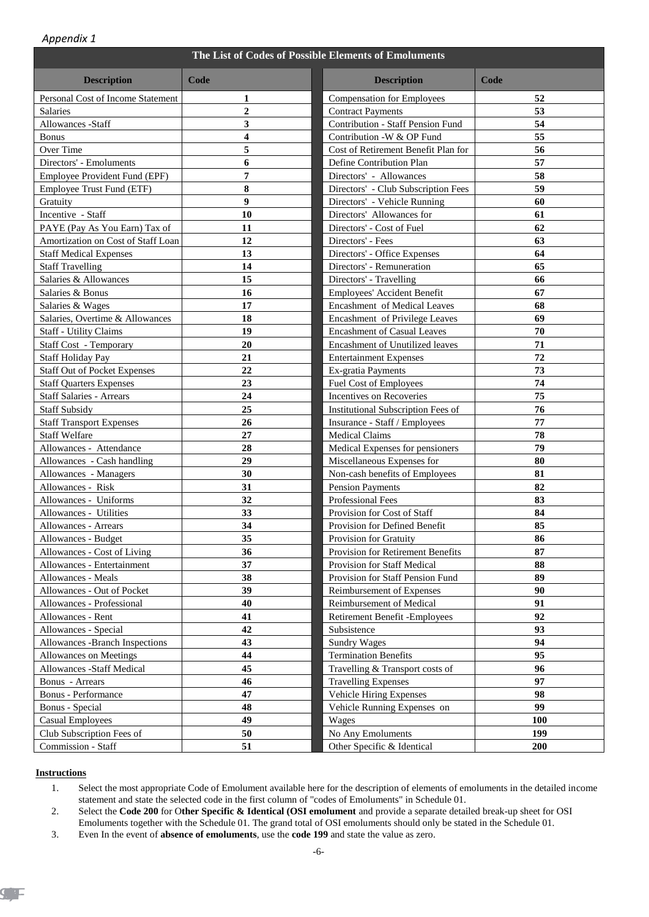*Appendix 1*

| The List of Codes of Possible Elements of Emoluments | | | |
|---|---|---|---|
| **Description** | **Code** | **Description** | **Code** |
| Personal Cost of Income Statement | 1 | Compensation for Employees | 52 |
| Salaries | 2 | Contract Payments | 53 |
| Allowances -Staff | 3 | Contribution - Staff Pension Fund | 54 |
| Bonus | 4 | Contribution -W & OP Fund | 55 |
| Over Time | 5 | Cost of Retirement Benefit Plan for | 56 |
| Directors' - Emoluments | 6 | Define Contribution Plan | 57 |
| Employee Provident Fund (EPF) | 7 | Directors' - Allowances | 58 |
| Employee Trust Fund (ETF) | 8 | Directors' - Club Subscription Fees | 59 |
| Gratuity | 9 | Directors' - Vehicle Running | 60 |
| Incentive - Staff | 10 | Directors' Allowances for | 61 |
| PAYE (Pay As You Earn) Tax of | 11 | Directors' - Cost of Fuel | 62 |
| Amortization on Cost of Staff Loan | 12 | Directors' - Fees | 63 |
| Staff Medical Expenses | 13 | Directors' - Office Expenses | 64 |
| Staff Travelling | 14 | Directors' - Remuneration | 65 |
| Salaries & Allowances | 15 | Directors' - Travelling | 66 |
| Salaries & Bonus | 16 | Employees' Accident Benefit | 67 |
| Salaries & Wages | 17 | Encashment of Medical Leaves | 68 |
| Salaries, Overtime & Allowances | 18 | Encashment of Privilege Leaves | 69 |
| Staff - Utility Claims | 19 | Encashment of Casual Leaves | 70 |
| Staff Cost - Temporary | 20 | Encashment of Unutilized leaves | 71 |
| Staff Holiday Pay | 21 | Entertainment Expenses | 72 |
| Staff Out of Pocket Expenses | 22 | Ex-gratia Payments | 73 |
| Staff Quarters Expenses | 23 | Fuel Cost of Employees | 74 |
| Staff Salaries - Arrears | 24 | Incentives on Recoveries | 75 |
| Staff Subsidy | 25 | Institutional Subscription Fees of | 76 |
| Staff Transport Expenses | 26 | Insurance - Staff / Employees | 77 |
| Staff Welfare | 27 | Medical Claims | 78 |
| Allowances - Attendance | 28 | Medical Expenses for pensioners | 79 |
| Allowances - Cash handling | 29 | Miscellaneous Expenses for | 80 |
| Allowances - Managers | 30 | Non-cash benefits of Employees | 81 |
| Allowances - Risk | 31 | Pension Payments | 82 |
| Allowances - Uniforms | 32 | Professional Fees | 83 |
| Allowances - Utilities | 33 | Provision for Cost of Staff | 84 |
| Allowances - Arrears | 34 | Provision for Defined Benefit | 85 |
| Allowances - Budget | 35 | Provision for Gratuity | 86 |
| Allowances - Cost of Living | 36 | Provision for Retirement Benefits | 87 |
| Allowances - Entertainment | 37 | Provision for Staff Medical | 88 |
| Allowances - Meals | 38 | Provision for Staff Pension Fund | 89 |
| Allowances - Out of Pocket | 39 | Reimbursement of Expenses | 90 |
| Allowances - Professional | 40 | Reimbursement of Medical | 91 |
| Allowances - Rent | 41 | Retirement Benefit -Employees | 92 |
| Allowances - Special | 42 | Subsistence | 93 |
| Allowances -Branch Inspections | 43 | Sundry Wages | 94 |
| Allowances on Meetings | 44 | Termination Benefits | 95 |
| Allowances -Staff Medical | 45 | Travelling & Transport costs of | 96 |
| Bonus - Arrears | 46 | Travelling Expenses | 97 |
| Bonus - Performance | 47 | Vehicle Hiring Expenses | 98 |
| Bonus - Special | 48 | Vehicle Running Expenses on | 99 |
| Casual Employees | 49 | Wages | 100 |
| Club Subscription Fees of | 50 | No Any Emoluments | 199 |
| Commission - Staff | 51 | Other Specific & Identical | 200 |

**Instructions**

1. Select the most appropriate Code of Emolument available here for the description of elements of emoluments in the detailed income statement and state the selected code in the first column of "codes of Emoluments" in Schedule 01.
2. Select the **Code 200** for O**ther Specific & Identical (OSI emolument** and provide a separate detailed break-up sheet for OSI Emoluments together with the Schedule 01. The grand total of OSI emoluments should only be stated in the Schedule 01.
3. Even In the event of **absence of emoluments**, use the **code 199** and state the value as zero.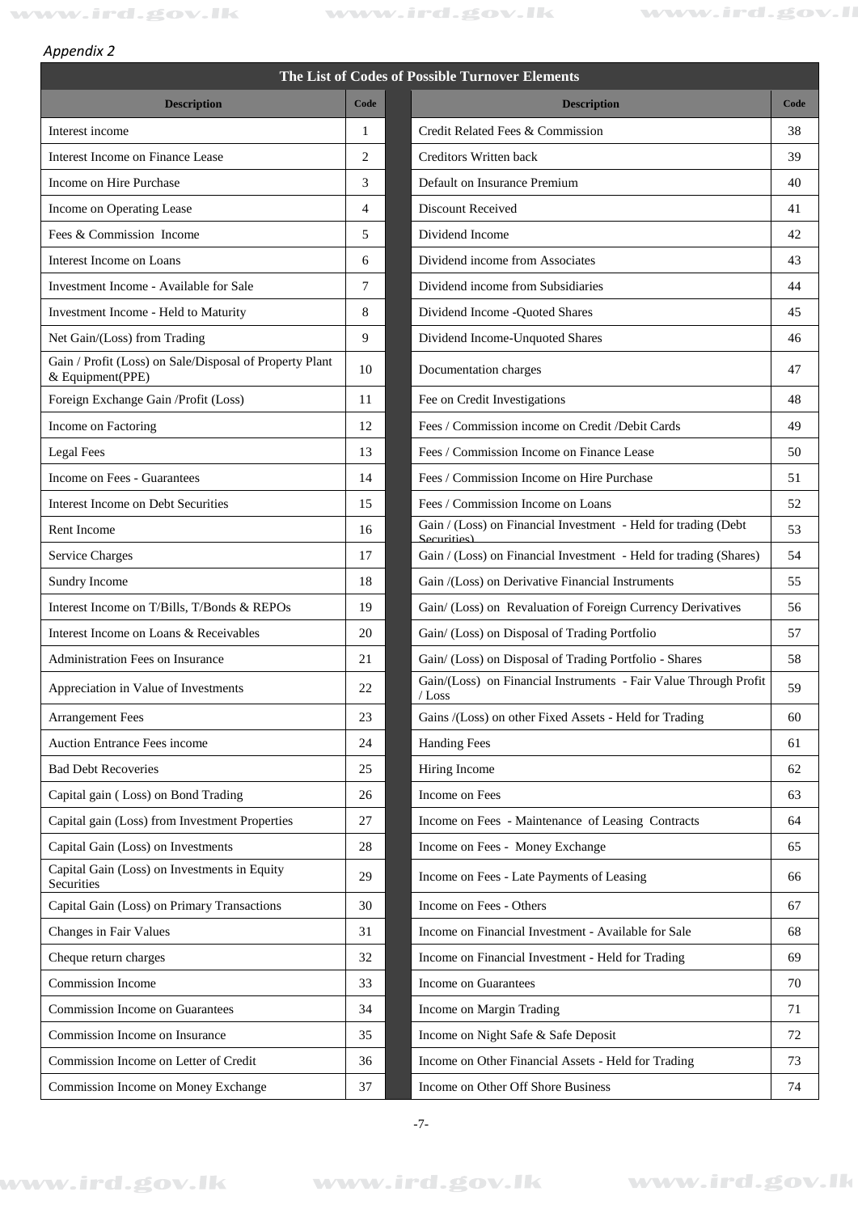*Appendix 2*

| The List of Codes of Possible Turnover Elements | | | |
|---|---|---|---|
| **Description** | **Code** | **Description** | **Code** |
| Interest income | 1 | Credit Related Fees & Commission | 38 |
| Interest Income on Finance Lease | 2 | Creditors Written back | 39 |
| Income on Hire Purchase | 3 | Default on Insurance Premium | 40 |
| Income on Operating Lease | 4 | Discount Received | 41 |
| Fees & Commission Income | 5 | Dividend Income | 42 |
| Interest Income on Loans | 6 | Dividend income from Associates | 43 |
| Investment Income - Available for Sale | 7 | Dividend income from Subsidiaries | 44 |
| Investment Income - Held to Maturity | 8 | Dividend Income -Quoted Shares | 45 |
| Net Gain/(Loss) from Trading | 9 | Dividend Income-Unquoted Shares | 46 |
| Gain / Profit (Loss) on Sale/Disposal of Property Plant & Equipment(PPE) | 10 | Documentation charges | 47 |
| Foreign Exchange Gain /Profit (Loss) | 11 | Fee on Credit Investigations | 48 |
| Income on Factoring | 12 | Fees / Commission income on Credit /Debit Cards | 49 |
| Legal Fees | 13 | Fees / Commission Income on Finance Lease | 50 |
| Income on Fees - Guarantees | 14 | Fees / Commission Income on Hire Purchase | 51 |
| Interest Income on Debt Securities | 15 | Fees / Commission Income on Loans | 52 |
| Rent Income | 16 | Gain / (Loss) on Financial Investment - Held for trading (Debt Securities) | 53 |
| Service Charges | 17 | Gain / (Loss) on Financial Investment - Held for trading (Shares) | 54 |
| Sundry Income | 18 | Gain /(Loss) on Derivative Financial Instruments | 55 |
| Interest Income on T/Bills, T/Bonds & REPOs | 19 | Gain/ (Loss) on Revaluation of Foreign Currency Derivatives | 56 |
| Interest Income on Loans & Receivables | 20 | Gain/ (Loss) on Disposal of Trading Portfolio | 57 |
| Administration Fees on Insurance | 21 | Gain/ (Loss) on Disposal of Trading Portfolio - Shares | 58 |
| Appreciation in Value of Investments | 22 | Gain/(Loss) on Financial Instruments - Fair Value Through Profit / Loss | 59 |
| Arrangement Fees | 23 | Gains /(Loss) on other Fixed Assets - Held for Trading | 60 |
| Auction Entrance Fees income | 24 | Handing Fees | 61 |
| Bad Debt Recoveries | 25 | Hiring Income | 62 |
| Capital gain ( Loss) on Bond Trading | 26 | Income on Fees | 63 |
| Capital gain (Loss) from Investment Properties | 27 | Income on Fees - Maintenance of Leasing Contracts | 64 |
| Capital Gain (Loss) on Investments | 28 | Income on Fees - Money Exchange | 65 |
| Capital Gain (Loss) on Investments in Equity Securities | 29 | Income on Fees - Late Payments of Leasing | 66 |
| Capital Gain (Loss) on Primary Transactions | 30 | Income on Fees - Others | 67 |
| Changes in Fair Values | 31 | Income on Financial Investment - Available for Sale | 68 |
| Cheque return charges | 32 | Income on Financial Investment - Held for Trading | 69 |
| Commission Income | 33 | Income on Guarantees | 70 |
| Commission Income on Guarantees | 34 | Income on Margin Trading | 71 |
| Commission Income on Insurance | 35 | Income on Night Safe & Safe Deposit | 72 |
| Commission Income on Letter of Credit | 36 | Income on Other Financial Assets - Held for Trading | 73 |
| Commission Income on Money Exchange | 37 | Income on Other Off Shore Business | 74 |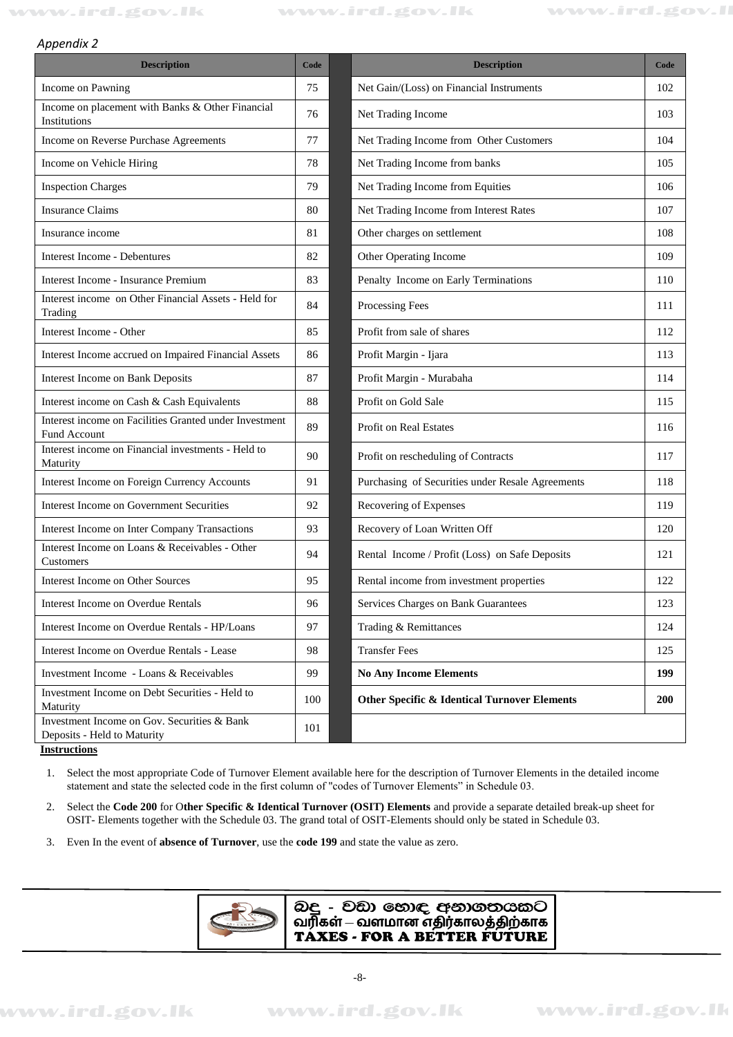*Appendix 2*

| Description | Code | Description | Code |
|---|---|---|---|
| Income on Pawning | 75 | Net Gain/(Loss) on Financial Instruments | 102 |
| Income on placement with Banks & Other Financial Institutions | 76 | Net Trading Income | 103 |
| Income on Reverse Purchase Agreements | 77 | Net Trading Income from Other Customers | 104 |
| Income on Vehicle Hiring | 78 | Net Trading Income from banks | 105 |
| Inspection Charges | 79 | Net Trading Income from Equities | 106 |
| Insurance Claims | 80 | Net Trading Income from Interest Rates | 107 |
| Insurance income | 81 | Other charges on settlement | 108 |
| Interest Income - Debentures | 82 | Other Operating Income | 109 |
| Interest Income - Insurance Premium | 83 | Penalty Income on Early Terminations | 110 |
| Interest income on Other Financial Assets - Held for Trading | 84 | Processing Fees | 111 |
| Interest Income - Other | 85 | Profit from sale of shares | 112 |
| Interest Income accrued on Impaired Financial Assets | 86 | Profit Margin - Ijara | 113 |
| Interest Income on Bank Deposits | 87 | Profit Margin - Murabaha | 114 |
| Interest income on Cash & Cash Equivalents | 88 | Profit on Gold Sale | 115 |
| Interest income on Facilities Granted under Investment Fund Account | 89 | Profit on Real Estates | 116 |
| Interest income on Financial investments - Held to Maturity | 90 | Profit on rescheduling of Contracts | 117 |
| Interest Income on Foreign Currency Accounts | 91 | Purchasing of Securities under Resale Agreements | 118 |
| Interest Income on Government Securities | 92 | Recovering of Expenses | 119 |
| Interest Income on Inter Company Transactions | 93 | Recovery of Loan Written Off | 120 |
| Interest Income on Loans & Receivables - Other Customers | 94 | Rental Income / Profit (Loss) on Safe Deposits | 121 |
| Interest Income on Other Sources | 95 | Rental income from investment properties | 122 |
| Interest Income on Overdue Rentals | 96 | Services Charges on Bank Guarantees | 123 |
| Interest Income on Overdue Rentals - HP/Loans | 97 | Trading & Remittances | 124 |
| Interest Income on Overdue Rentals - Lease | 98 | Transfer Fees | 125 |
| Investment Income - Loans & Receivables | 99 | **No Any Income Elements** | **199** |
| Investment Income on Debt Securities - Held to Maturity | 100 | **Other Specific & Identical Turnover Elements** | **200** |
| Investment Income on Gov. Securities & Bank Deposits - Held to Maturity | 101 | | |

**Instructions**

1. Select the most appropriate Code of Turnover Element available here for the description of Turnover Elements in the detailed income statement and state the selected code in the first column of "codes of Turnover Elements" in Schedule 03.
2. Select the **Code 200** for O**ther Specific & Identical Turnover (OSIT) Elements** and provide a separate detailed break-up sheet for OSIT- Elements together with the Schedule 03. The grand total of OSIT-Elements should only be stated in Schedule 03.
3. Even In the event of **absence of Turnover**, use the **code 199** and state the value as zero.

බදු - වඩා හොඳ අනාගතයකට
வரிகள் – வளமான எதிர்காலத்திற்காக
**TAXES - FOR A BETTER FUTURE**